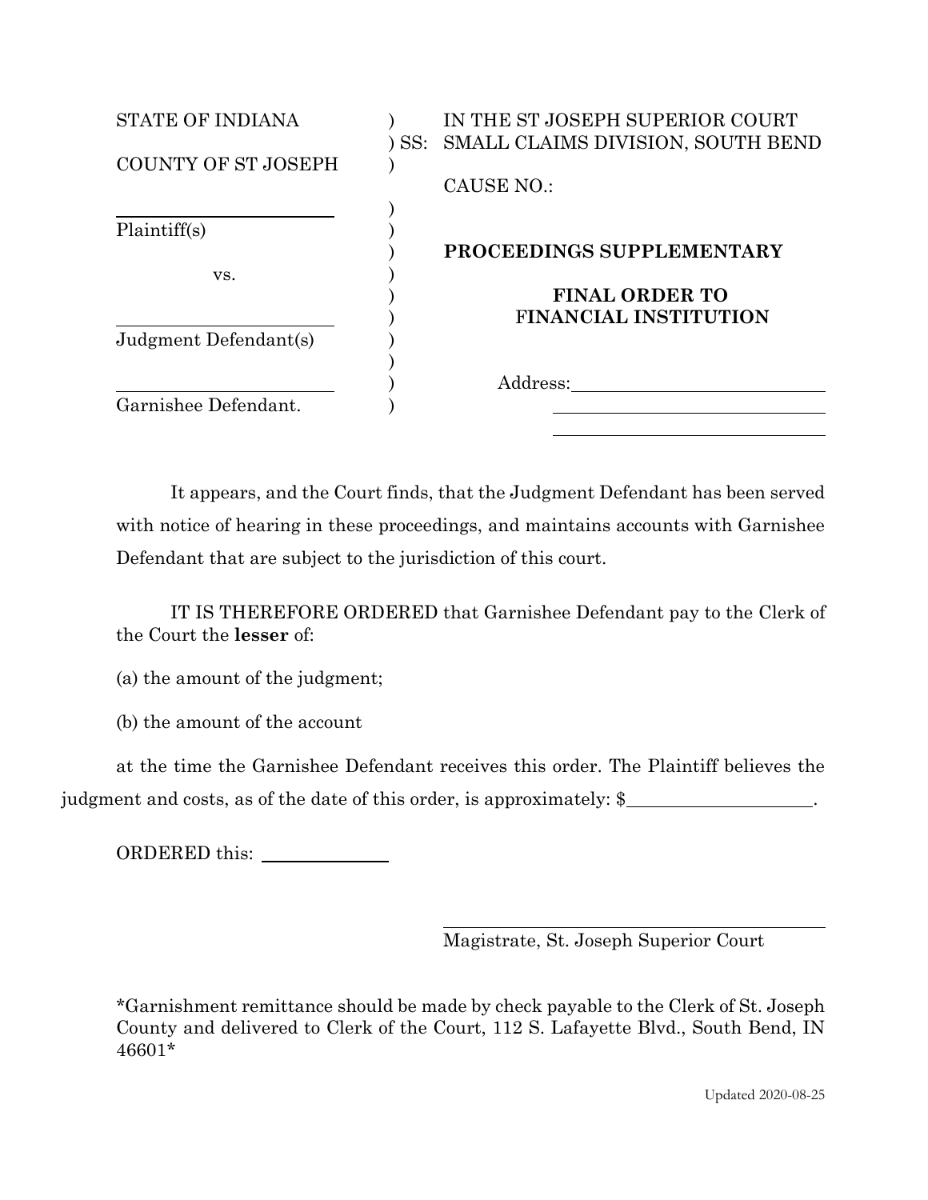STATE OF INDIANA ) IN THE ST JOSEPH SUPERIOR COURT
) SS: SMALL CLAIMS DIVISION, SOUTH BEND
COUNTY OF ST JOSEPH )

CAUSE NO.:

______________________ )
Plaintiff(s) )

vs. )

______________________ )
Judgment Defendant(s) )

______________________ )
Garnishee Defendant. )

**PROCEEDINGS SUPPLEMENTARY**

**FINAL ORDER TO FINANCIAL INSTITUTION**

Address: ______________________
______________________
______________________

It appears, and the Court finds, that the Judgment Defendant has been served with notice of hearing in these proceedings, and maintains accounts with Garnishee Defendant that are subject to the jurisdiction of this court.

IT IS THEREFORE ORDERED that Garnishee Defendant pay to the Clerk of the Court the **lesser** of:

(a) the amount of the judgment;

(b) the amount of the account

at the time the Garnishee Defendant receives this order. The Plaintiff believes the judgment and costs, as of the date of this order, is approximately: $____________________.

ORDERED this: ______________

______________________________
Magistrate, St. Joseph Superior Court

*Garnishment remittance should be made by check payable to the Clerk of St. Joseph County and delivered to Clerk of the Court, 112 S. Lafayette Blvd., South Bend, IN 46601*

Updated 2020-08-25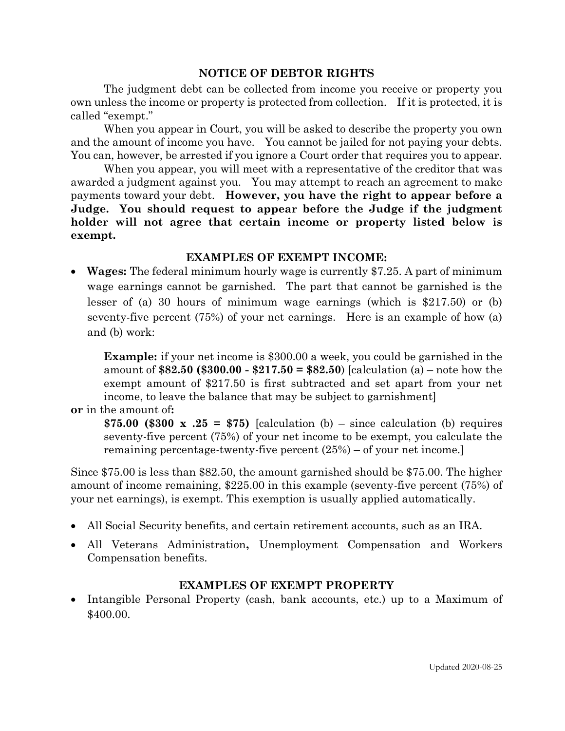## NOTICE OF DEBTOR RIGHTS

The judgment debt can be collected from income you receive or property you own unless the income or property is protected from collection. If it is protected, it is called "exempt."

When you appear in Court, you will be asked to describe the property you own and the amount of income you have. You cannot be jailed for not paying your debts. You can, however, be arrested if you ignore a Court order that requires you to appear.

When you appear, you will meet with a representative of the creditor that was awarded a judgment against you. You may attempt to reach an agreement to make payments toward your debt. **However, you have the right to appear before a Judge. You should request to appear before the Judge if the judgment holder will not agree that certain income or property listed below is exempt.**

### EXAMPLES OF EXEMPT INCOME:

- **Wages:** The federal minimum hourly wage is currently $7.25. A part of minimum wage earnings cannot be garnished. The part that cannot be garnished is the lesser of (a) 30 hours of minimum wage earnings (which is $217.50) or (b) seventy-five percent (75%) of your net earnings. Here is an example of how (a) and (b) work:

  **Example:** if your net income is $300.00 a week, you could be garnished in the amount of **$82.50 ($300.00 - $217.50 = $82.50**) [calculation (a) – note how the exempt amount of $217.50 is first subtracted and set apart from your net income, to leave the balance that may be subject to garnishment]

**or** in the amount of**:**

  **$75.00 ($300 x .25 = $75)** [calculation (b) – since calculation (b) requires seventy-five percent (75%) of your net income to be exempt, you calculate the remaining percentage-twenty-five percent (25%) – of your net income.]

Since $75.00 is less than $82.50, the amount garnished should be $75.00. The higher amount of income remaining, $225.00 in this example (seventy-five percent (75%) of your net earnings), is exempt. This exemption is usually applied automatically.

- All Social Security benefits, and certain retirement accounts, such as an IRA.
- All Veterans Administration**,** Unemployment Compensation and Workers Compensation benefits.

### EXAMPLES OF EXEMPT PROPERTY

- Intangible Personal Property (cash, bank accounts, etc.) up to a Maximum of $400.00.

Updated 2020-08-25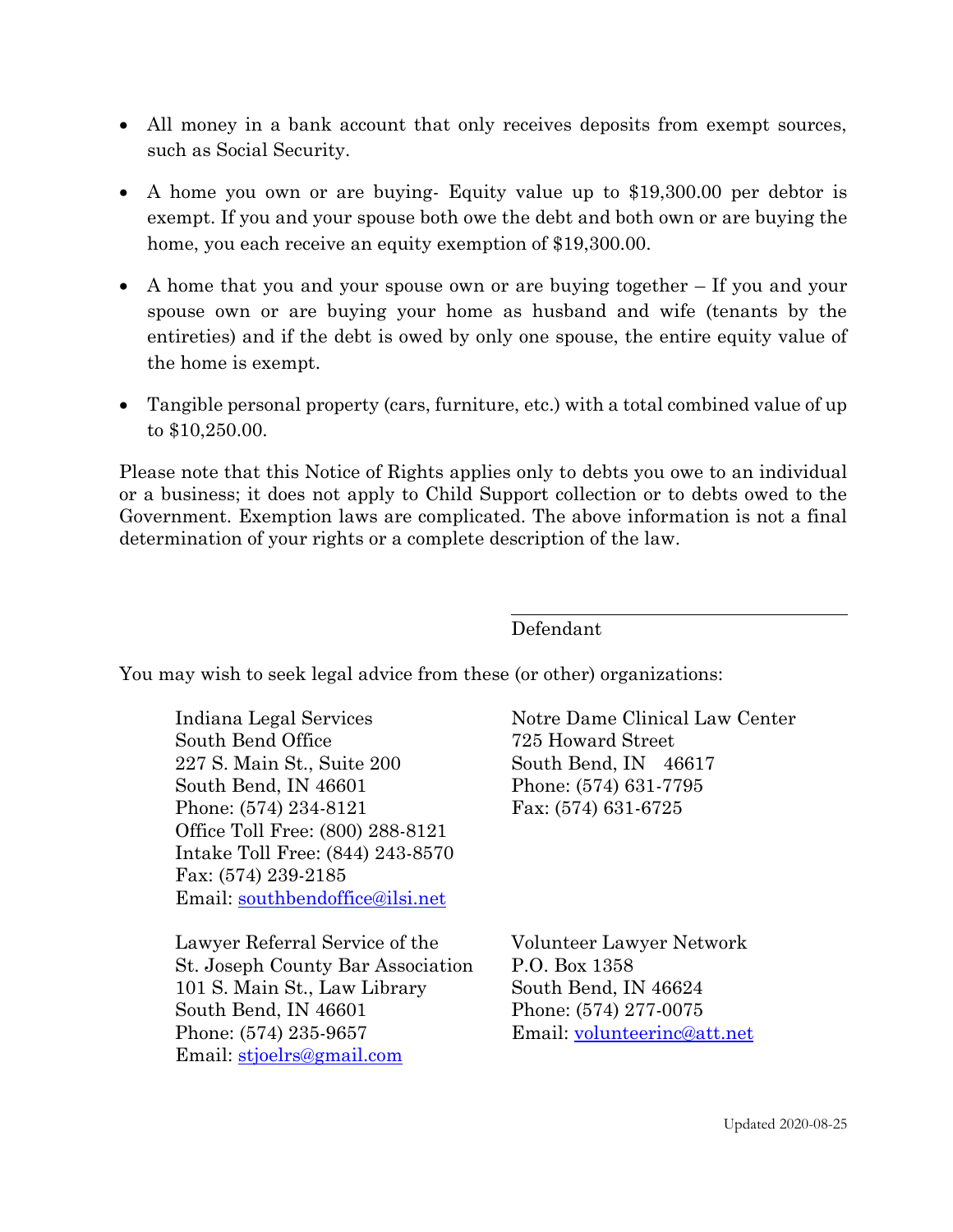- All money in a bank account that only receives deposits from exempt sources, such as Social Security.
- A home you own or are buying- Equity value up to $19,300.00 per debtor is exempt. If you and your spouse both owe the debt and both own or are buying the home, you each receive an equity exemption of $19,300.00.
- A home that you and your spouse own or are buying together – If you and your spouse own or are buying your home as husband and wife (tenants by the entireties) and if the debt is owed by only one spouse, the entire equity value of the home is exempt.
- Tangible personal property (cars, furniture, etc.) with a total combined value of up to $10,250.00.

Please note that this Notice of Rights applies only to debts you owe to an individual or a business; it does not apply to Child Support collection or to debts owed to the Government. Exemption laws are complicated. The above information is not a final determination of your rights or a complete description of the law.

\_\_\_\_\_\_\_\_\_\_\_\_\_\_\_\_\_\_\_\_\_\_\_\_\_\_\_\_\_\_

Defendant

You may wish to seek legal advice from these (or other) organizations:

Indiana Legal Services
South Bend Office
227 S. Main St., Suite 200
South Bend, IN 46601
Phone: (574) 234-8121
Office Toll Free: (800) 288-8121
Intake Toll Free: (844) 243-8570
Fax: (574) 239-2185
Email: southbendoffice@ilsi.net

Notre Dame Clinical Law Center
725 Howard Street
South Bend, IN 46617
Phone: (574) 631-7795
Fax: (574) 631-6725

Lawyer Referral Service of the
St. Joseph County Bar Association
101 S. Main St., Law Library
South Bend, IN 46601
Phone: (574) 235-9657
Email: stjoelrs@gmail.com

Volunteer Lawyer Network
P.O. Box 1358
South Bend, IN 46624
Phone: (574) 277-0075
Email: volunteerinc@att.net

Updated 2020-08-25